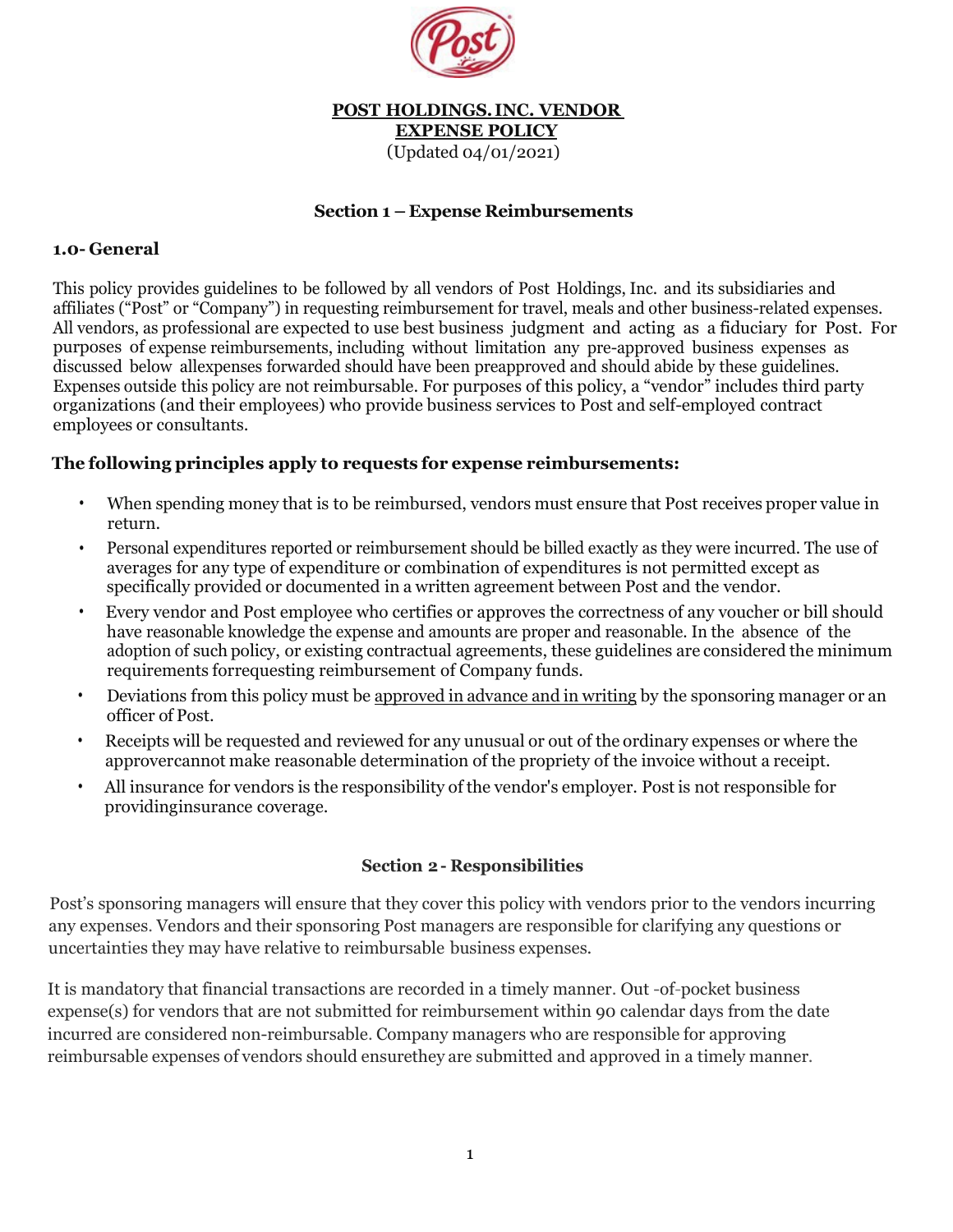# POST HOLDINGS.INC. VENDOR EXPENSE POLICY

(Updated 04/01/2021)

## Section 1 – Expense Reimbursements

### 1.0- General

This policy provides guidelines to be followed by all vendors of Post Holdings, Inc. and its subsidiaries and affiliates ("Post" or "Company") in requesting reimbursement for travel, meals and other business-related expenses. All vendors, as professional are expected to use best business judgment and acting as a fiduciary for Post. For purposes of expense reimbursements, including without limitation any pre-approved business expenses as discussed below allexpenses forwarded should have been preapproved and should abide by these guidelines. Expenses outside this policy are not reimbursable. For purposes of this policy, a "vendor" includes third party organizations (and their employees) who provide business services to Post and self-employed contract employees or consultants.

**The following principles apply to requests for expense reimbursements:**

- When spending money that is to be reimbursed, vendors must ensure that Post receives proper value in return.
- Personal expenditures reported or reimbursement should be billed exactly as they were incurred. The use of averages for any type of expenditure or combination of expenditures is not permitted except as specifically provided or documented in a written agreement between Post and the vendor.
- Every vendor and Post employee who certifies or approves the correctness of any voucher or bill should have reasonable knowledge the expense and amounts are proper and reasonable. In the absence of the adoption of such policy, or existing contractual agreements, these guidelines are considered the minimum requirements forrequesting reimbursement of Company funds.
- Deviations from this policy must be <u>approved in advance and in writing</u> by the sponsoring manager or an officer of Post.
- Receipts will be requested and reviewed for any unusual or out of the ordinary expenses or where the approvercannot make reasonable determination of the propriety of the invoice without a receipt.
- All insurance for vendors is the responsibility of the vendor's employer. Post is not responsible for providinginsurance coverage.

## Section 2 - Responsibilities

Post's sponsoring managers will ensure that they cover this policy with vendors prior to the vendors incurring any expenses. Vendors and their sponsoring Post managers are responsible for clarifying any questions or uncertainties they may have relative to reimbursable business expenses.

It is mandatory that financial transactions are recorded in a timely manner. Out -of-pocket business expense(s) for vendors that are not submitted for reimbursement within 90 calendar days from the date incurred are considered non-reimbursable. Company managers who are responsible for approving reimbursable expenses of vendors should ensurethey are submitted and approved in a timely manner.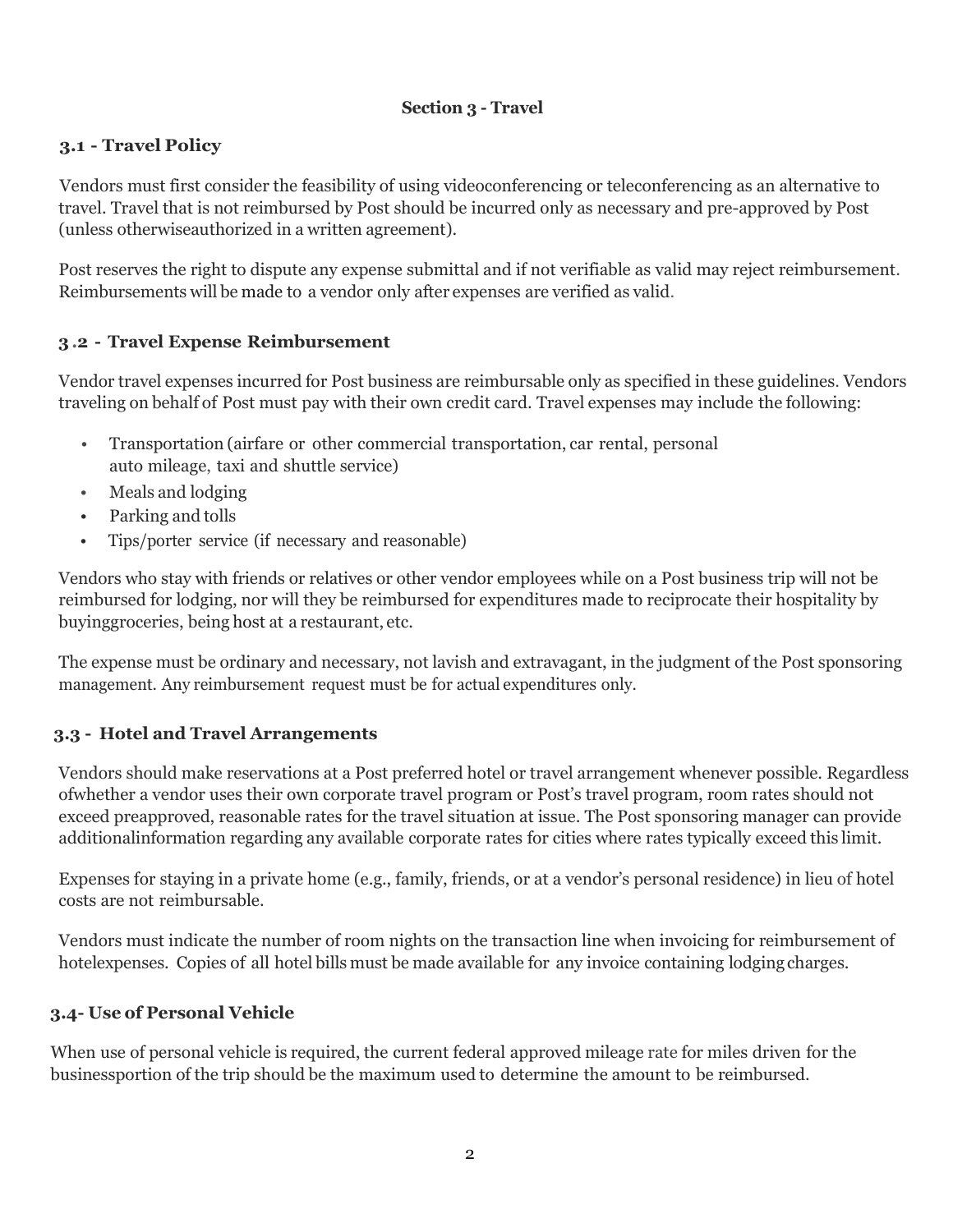## Section 3 - Travel

### 3.1 - Travel Policy

Vendors must first consider the feasibility of using videoconferencing or teleconferencing as an alternative to travel. Travel that is not reimbursed by Post should be incurred only as necessary and pre-approved by Post (unless otherwiseauthorized in a written agreement).

Post reserves the right to dispute any expense submittal and if not verifiable as valid may reject reimbursement. Reimbursements will be made to a vendor only after expenses are verified as valid.

### 3.2 - Travel Expense Reimbursement

Vendor travel expenses incurred for Post business are reimbursable only as specified in these guidelines. Vendors traveling on behalf of Post must pay with their own credit card. Travel expenses may include the following:

- Transportation (airfare or other commercial transportation, car rental, personal auto mileage, taxi and shuttle service)
- Meals and lodging
- Parking and tolls
- Tips/porter service (if necessary and reasonable)

Vendors who stay with friends or relatives or other vendor employees while on a Post business trip will not be reimbursed for lodging, nor will they be reimbursed for expenditures made to reciprocate their hospitality by buyinggroceries, being host at a restaurant, etc.

The expense must be ordinary and necessary, not lavish and extravagant, in the judgment of the Post sponsoring management. Any reimbursement request must be for actual expenditures only.

### 3.3 - Hotel and Travel Arrangements

Vendors should make reservations at a Post preferred hotel or travel arrangement whenever possible. Regardless ofwhether a vendor uses their own corporate travel program or Post's travel program, room rates should not exceed preapproved, reasonable rates for the travel situation at issue. The Post sponsoring manager can provide additionalinformation regarding any available corporate rates for cities where rates typically exceed this limit.

Expenses for staying in a private home (e.g., family, friends, or at a vendor's personal residence) in lieu of hotel costs are not reimbursable.

Vendors must indicate the number of room nights on the transaction line when invoicing for reimbursement of hotelexpenses. Copies of all hotel bills must be made available for any invoice containing lodging charges.

### 3.4- Use of Personal Vehicle

When use of personal vehicle is required, the current federal approved mileage rate for miles driven for the businessportion of the trip should be the maximum used to determine the amount to be reimbursed.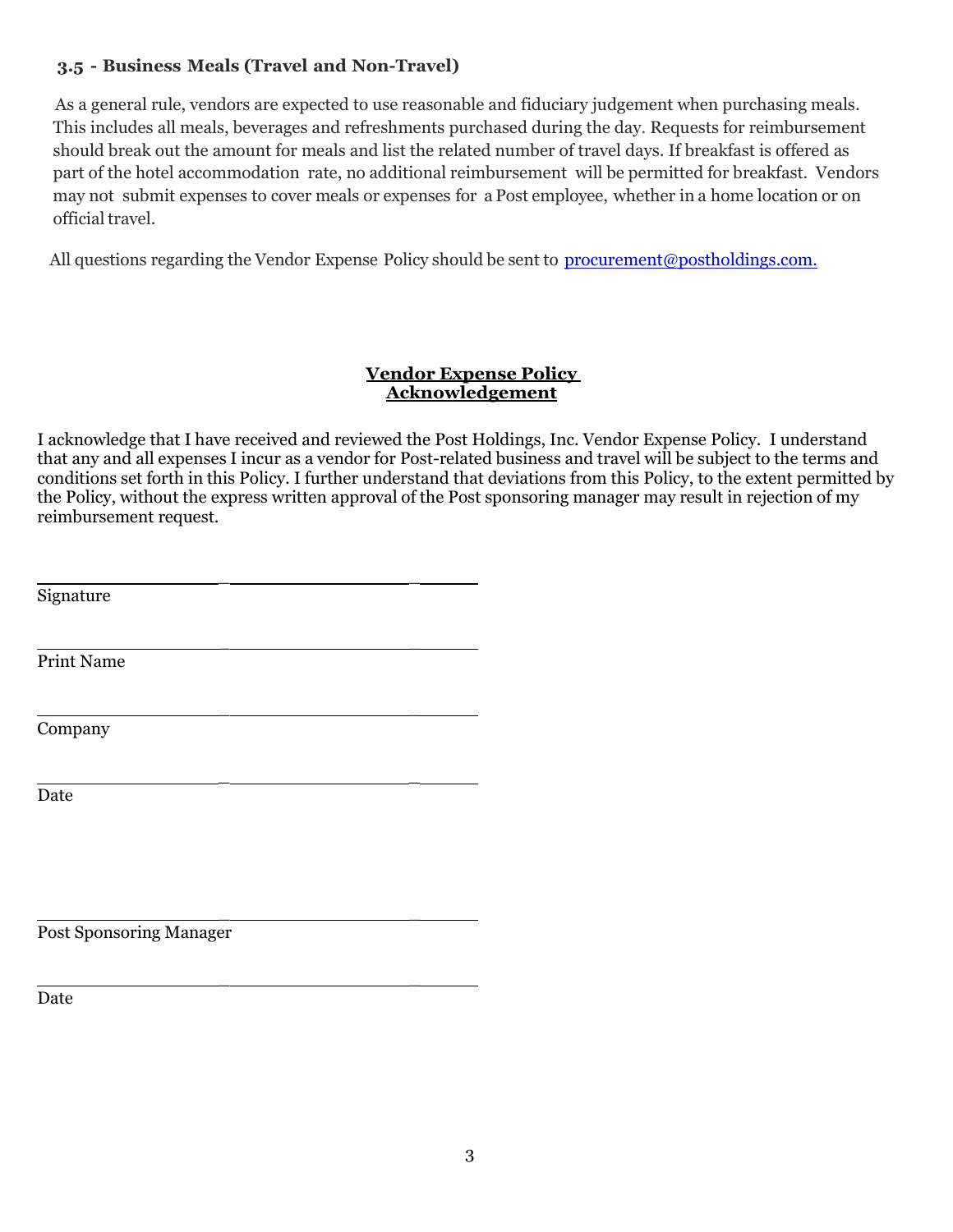### 3.5 - Business Meals (Travel and Non-Travel)

As a general rule, vendors are expected to use reasonable and fiduciary judgement when purchasing meals. This includes all meals, beverages and refreshments purchased during the day. Requests for reimbursement should break out the amount for meals and list the related number of travel days. If breakfast is offered as part of the hotel accommodation rate, no additional reimbursement will be permitted for breakfast. Vendors may not submit expenses to cover meals or expenses for a Post employee, whether in a home location or on official travel.

All questions regarding the Vendor Expense Policy should be sent to procurement@postholdings.com.

## Vendor Expense Policy Acknowledgement

I acknowledge that I have received and reviewed the Post Holdings, Inc. Vendor Expense Policy. I understand that any and all expenses I incur as a vendor for Post-related business and travel will be subject to the terms and conditions set forth in this Policy. I further understand that deviations from this Policy, to the extent permitted by the Policy, without the express written approval of the Post sponsoring manager may result in rejection of my reimbursement request.

______________________________
Signature

______________________________
Print Name

______________________________
Company

______________________________
Date

______________________________
Post Sponsoring Manager

______________________________
Date